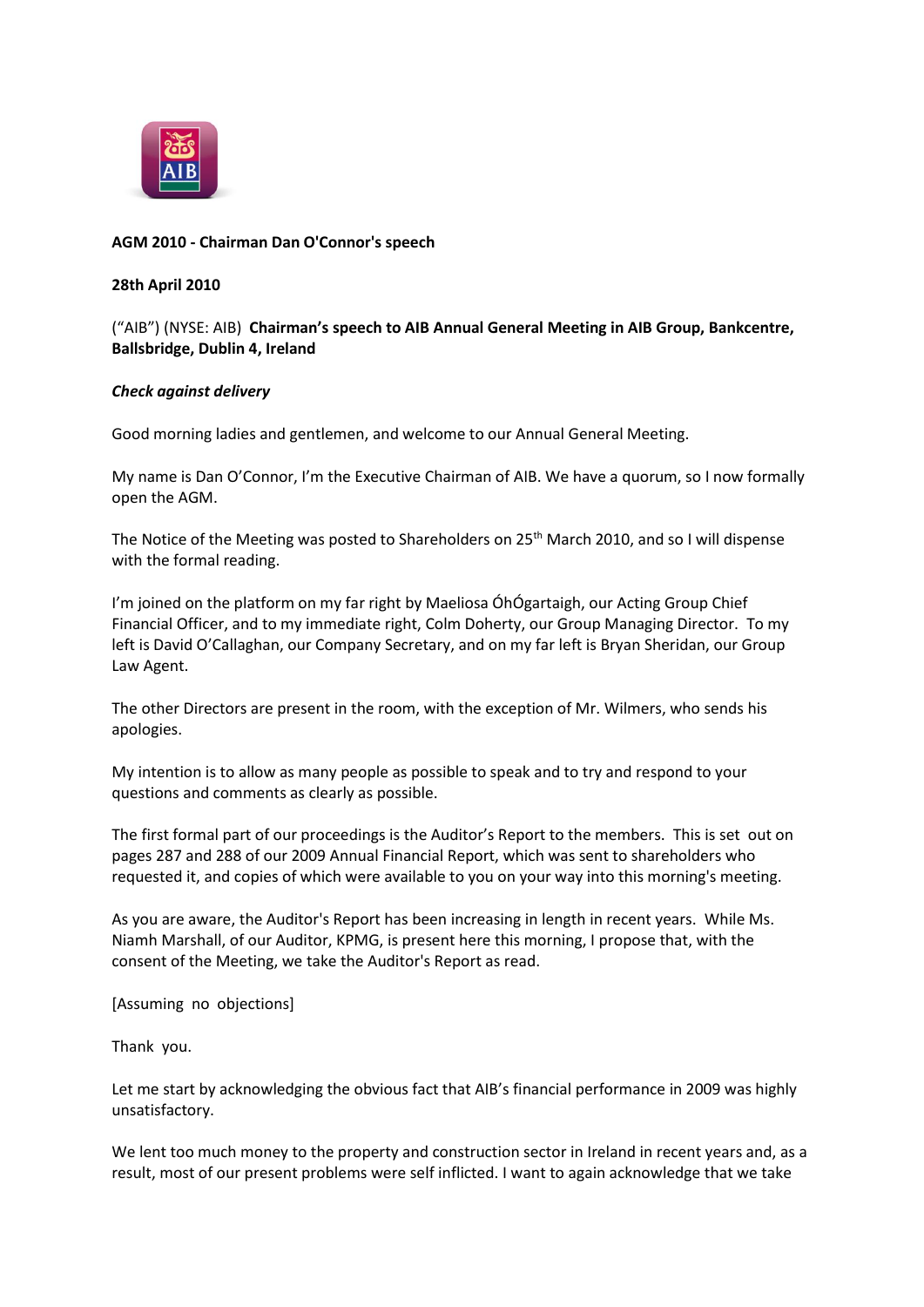**AGM 2010 - Chairman Dan O'Connor's speech**

**28th April 2010**

("AIB") (NYSE: AIB) **Chairman's speech to AIB Annual General Meeting in AIB Group, Bankcentre, Ballsbridge, Dublin 4, Ireland**

***Check against delivery***

Good morning ladies and gentlemen, and welcome to our Annual General Meeting.

My name is Dan O'Connor, I'm the Executive Chairman of AIB. We have a quorum, so I now formally open the AGM.

The Notice of the Meeting was posted to Shareholders on 25th March 2010, and so I will dispense with the formal reading.

I'm joined on the platform on my far right by Maeliosa ÓhÓgartaigh, our Acting Group Chief Financial Officer, and to my immediate right, Colm Doherty, our Group Managing Director. To my left is David O'Callaghan, our Company Secretary, and on my far left is Bryan Sheridan, our Group Law Agent.

The other Directors are present in the room, with the exception of Mr. Wilmers, who sends his apologies.

My intention is to allow as many people as possible to speak and to try and respond to your questions and comments as clearly as possible.

The first formal part of our proceedings is the Auditor's Report to the members. This is set out on pages 287 and 288 of our 2009 Annual Financial Report, which was sent to shareholders who requested it, and copies of which were available to you on your way into this morning's meeting.

As you are aware, the Auditor's Report has been increasing in length in recent years. While Ms. Niamh Marshall, of our Auditor, KPMG, is present here this morning, I propose that, with the consent of the Meeting, we take the Auditor's Report as read.

[Assuming no objections]

Thank you.

Let me start by acknowledging the obvious fact that AIB's financial performance in 2009 was highly unsatisfactory.

We lent too much money to the property and construction sector in Ireland in recent years and, as a result, most of our present problems were self inflicted. I want to again acknowledge that we take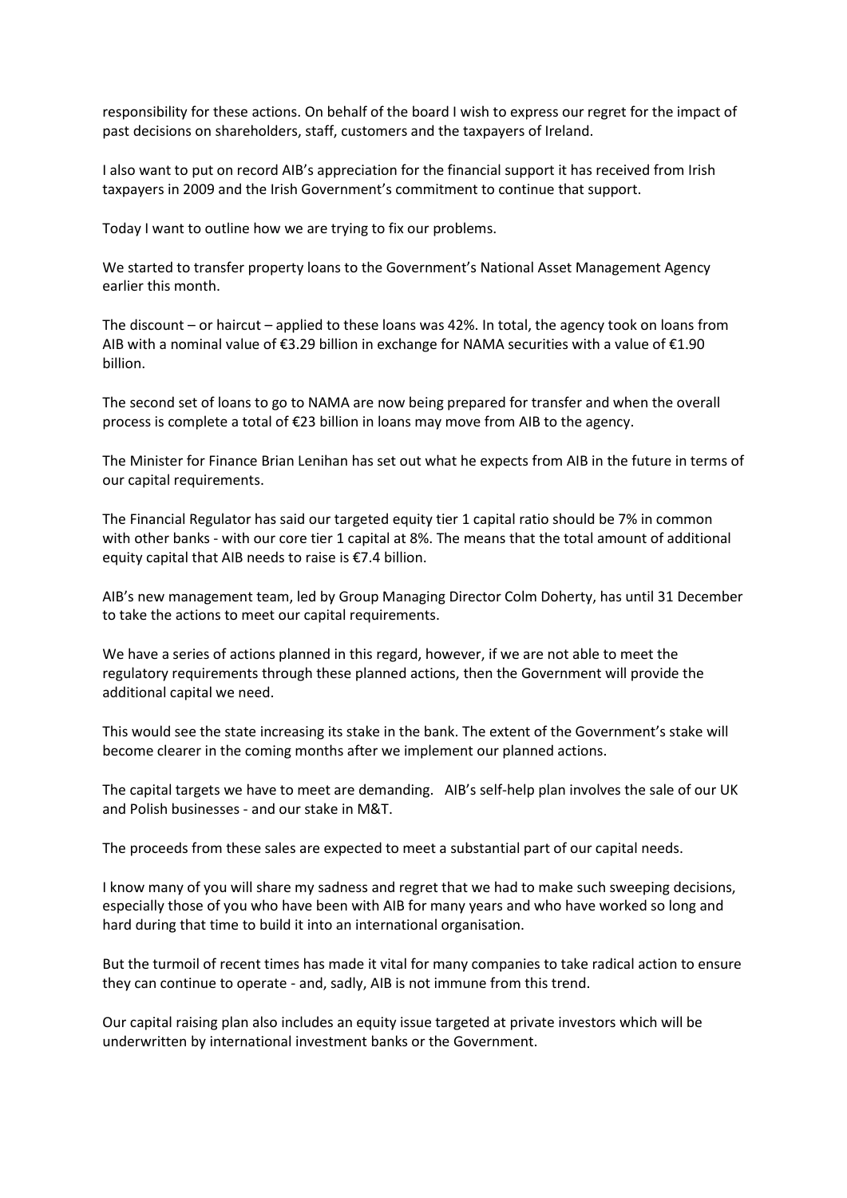responsibility for these actions. On behalf of the board I wish to express our regret for the impact of past decisions on shareholders, staff, customers and the taxpayers of Ireland.

I also want to put on record AIB's appreciation for the financial support it has received from Irish taxpayers in 2009 and the Irish Government's commitment to continue that support.

Today I want to outline how we are trying to fix our problems.

We started to transfer property loans to the Government's National Asset Management Agency earlier this month.

The discount – or haircut – applied to these loans was 42%. In total, the agency took on loans from AIB with a nominal value of €3.29 billion in exchange for NAMA securities with a value of €1.90 billion.

The second set of loans to go to NAMA are now being prepared for transfer and when the overall process is complete a total of €23 billion in loans may move from AIB to the agency.

The Minister for Finance Brian Lenihan has set out what he expects from AIB in the future in terms of our capital requirements.

The Financial Regulator has said our targeted equity tier 1 capital ratio should be 7% in common with other banks - with our core tier 1 capital at 8%. The means that the total amount of additional equity capital that AIB needs to raise is €7.4 billion.

AIB's new management team, led by Group Managing Director Colm Doherty, has until 31 December to take the actions to meet our capital requirements.

We have a series of actions planned in this regard, however, if we are not able to meet the regulatory requirements through these planned actions, then the Government will provide the additional capital we need.

This would see the state increasing its stake in the bank. The extent of the Government's stake will become clearer in the coming months after we implement our planned actions.

The capital targets we have to meet are demanding. AIB's self-help plan involves the sale of our UK and Polish businesses - and our stake in M&T.

The proceeds from these sales are expected to meet a substantial part of our capital needs.

I know many of you will share my sadness and regret that we had to make such sweeping decisions, especially those of you who have been with AIB for many years and who have worked so long and hard during that time to build it into an international organisation.

But the turmoil of recent times has made it vital for many companies to take radical action to ensure they can continue to operate - and, sadly, AIB is not immune from this trend.

Our capital raising plan also includes an equity issue targeted at private investors which will be underwritten by international investment banks or the Government.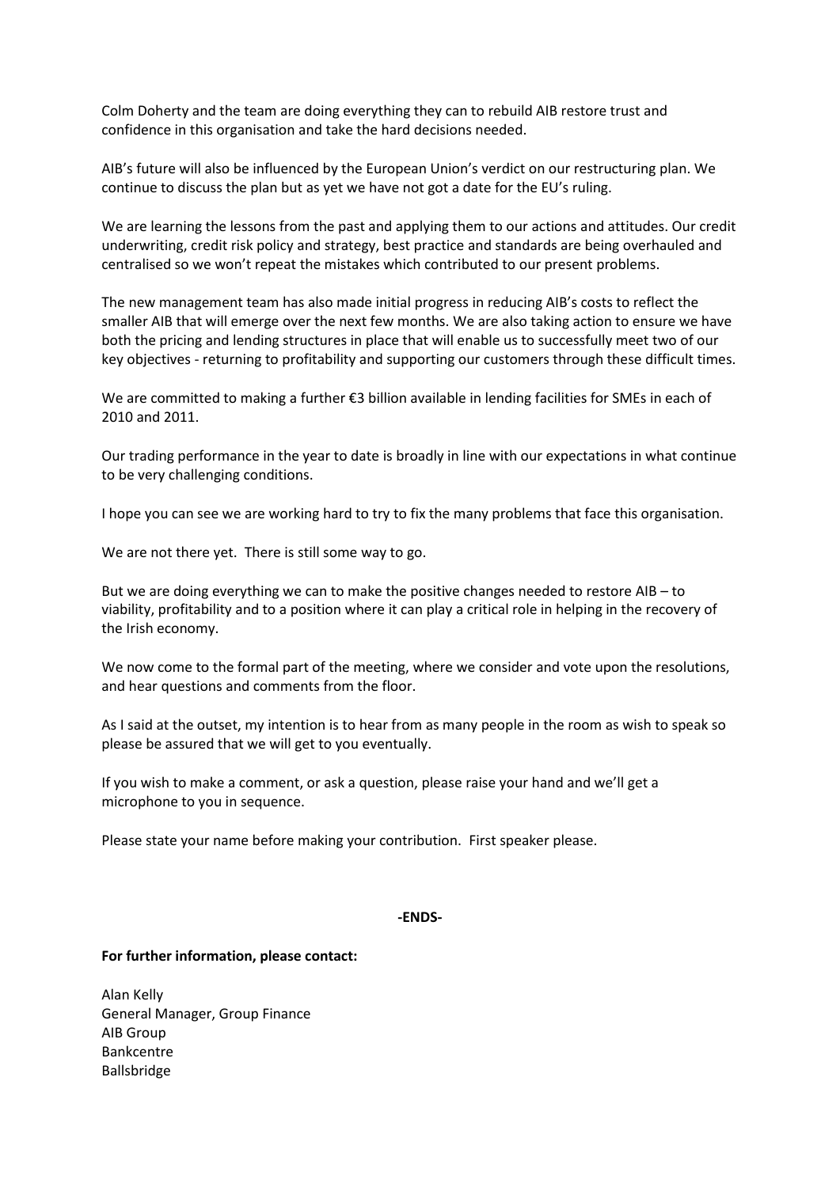Colm Doherty and the team are doing everything they can to rebuild AIB restore trust and confidence in this organisation and take the hard decisions needed.

AIB's future will also be influenced by the European Union's verdict on our restructuring plan. We continue to discuss the plan but as yet we have not got a date for the EU's ruling.

We are learning the lessons from the past and applying them to our actions and attitudes. Our credit underwriting, credit risk policy and strategy, best practice and standards are being overhauled and centralised so we won't repeat the mistakes which contributed to our present problems.

The new management team has also made initial progress in reducing AIB's costs to reflect the smaller AIB that will emerge over the next few months. We are also taking action to ensure we have both the pricing and lending structures in place that will enable us to successfully meet two of our key objectives - returning to profitability and supporting our customers through these difficult times.

We are committed to making a further €3 billion available in lending facilities for SMEs in each of 2010 and 2011.

Our trading performance in the year to date is broadly in line with our expectations in what continue to be very challenging conditions.

I hope you can see we are working hard to try to fix the many problems that face this organisation.

We are not there yet. There is still some way to go.

But we are doing everything we can to make the positive changes needed to restore AIB – to viability, profitability and to a position where it can play a critical role in helping in the recovery of the Irish economy.

We now come to the formal part of the meeting, where we consider and vote upon the resolutions, and hear questions and comments from the floor.

As I said at the outset, my intention is to hear from as many people in the room as wish to speak so please be assured that we will get to you eventually.

If you wish to make a comment, or ask a question, please raise your hand and we'll get a microphone to you in sequence.

Please state your name before making your contribution. First speaker please.

**-ENDS-**

**For further information, please contact:**

Alan Kelly
General Manager, Group Finance
AIB Group
Bankcentre
Ballsbridge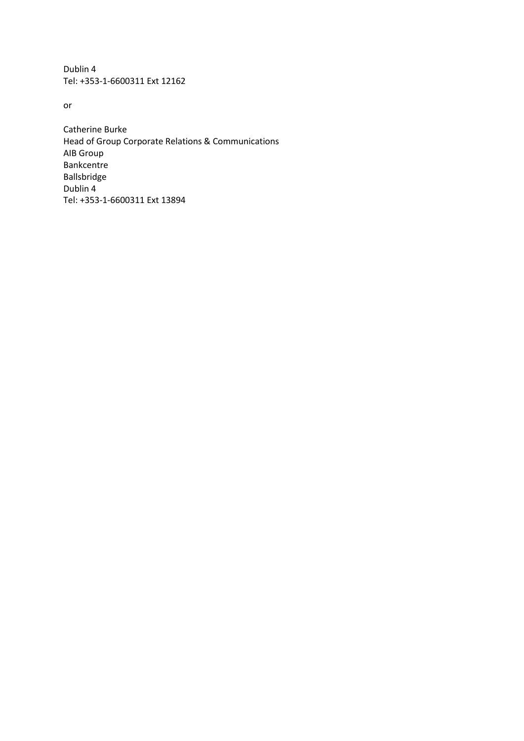Dublin 4
Tel: +353-1-6600311 Ext 12162

or

Catherine Burke
Head of Group Corporate Relations & Communications
AIB Group
Bankcentre
Ballsbridge
Dublin 4
Tel: +353-1-6600311 Ext 13894